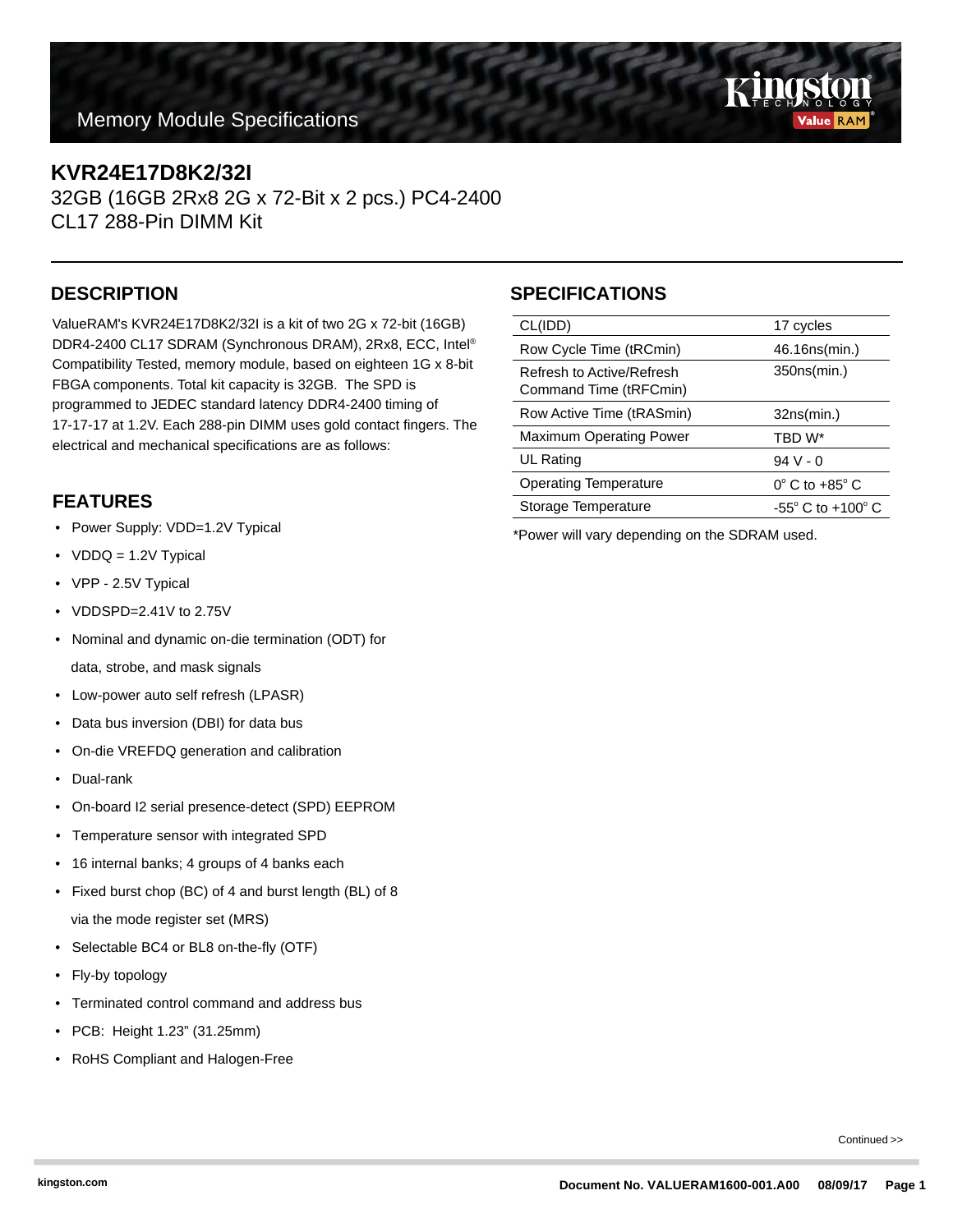Memory Module Specifications

# KVR24E17D8K2/32I

32GB (16GB 2Rx8 2G x 72-Bit x 2 pcs.) PC4-2400
CL17 288-Pin DIMM Kit

## DESCRIPTION

ValueRAM's KVR24E17D8K2/32I is a kit of two 2G x 72-bit (16GB) DDR4-2400 CL17 SDRAM (Synchronous DRAM), 2Rx8, ECC, Intel® Compatibility Tested, memory module, based on eighteen 1G x 8-bit FBGA components. Total kit capacity is 32GB. The SPD is programmed to JEDEC standard latency DDR4-2400 timing of 17-17-17 at 1.2V. Each 288-pin DIMM uses gold contact fingers. The electrical and mechanical specifications are as follows:

## FEATURES

- Power Supply: VDD=1.2V Typical
- VDDQ = 1.2V Typical
- VPP - 2.5V Typical
- VDDSPD=2.41V to 2.75V
- Nominal and dynamic on-die termination (ODT) for data, strobe, and mask signals
- Low-power auto self refresh (LPASR)
- Data bus inversion (DBI) for data bus
- On-die VREFDQ generation and calibration
- Dual-rank
- On-board I2 serial presence-detect (SPD) EEPROM
- Temperature sensor with integrated SPD
- 16 internal banks; 4 groups of 4 banks each
- Fixed burst chop (BC) of 4 and burst length (BL) of 8 via the mode register set (MRS)
- Selectable BC4 or BL8 on-the-fly (OTF)
- Fly-by topology
- Terminated control command and address bus
- PCB: Height 1.23" (31.25mm)
- RoHS Compliant and Halogen-Free

## SPECIFICATIONS

| | |
|---|---|
| CL(IDD) | 17 cycles |
| Row Cycle Time (tRCmin) | 46.16ns(min.) |
| Refresh to Active/Refresh Command Time (tRFCmin) | 350ns(min.) |
| Row Active Time (tRASmin) | 32ns(min.) |
| Maximum Operating Power | TBD W* |
| UL Rating | 94 V - 0 |
| Operating Temperature | 0° C to +85° C |
| Storage Temperature | -55° C to +100° C |

*Power will vary depending on the SDRAM used.

Continued >>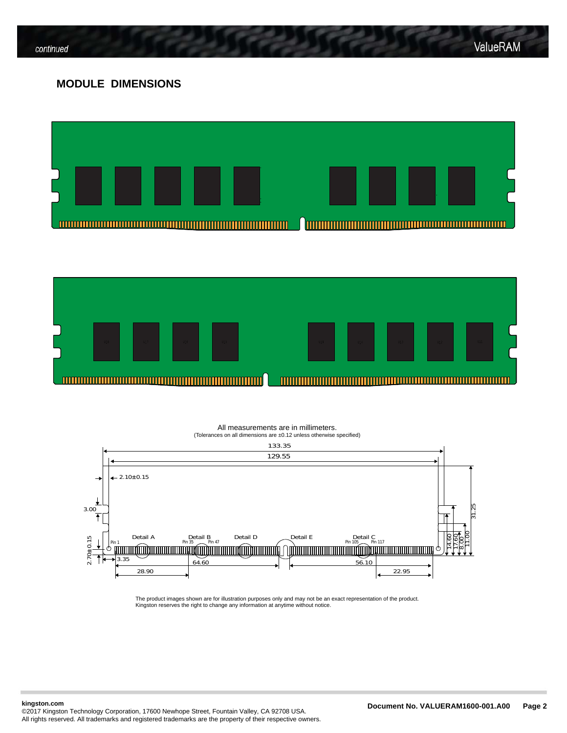## MODULE DIMENSIONS

All measurements are in millimeters.
(Tolerances on all dimensions are ±0.12 unless otherwise specified)

133.35
129.55
2.10±0.15
3.00
31.25
2.70±0.15
Pin 1
Detail A
Detail B
Pin 35
Pin 47
Detail D
Detail E
Detail C
Pin 105
Pin 117
14.60
17.60
8.00
11.00
3.35
64.60
56.10
28.90
22.95

The product images shown are for illustration purposes only and may not be an exact representation of the product.
Kingston reserves the right to change any information at anytime without notice.

**kingston.com**
©2017 Kingston Technology Corporation, 17600 Newhope Street, Fountain Valley, CA 92708 USA.
All rights reserved. All trademarks and registered trademarks are the property of their respective owners.

**Document No. VALUERAM1600-001.A00**